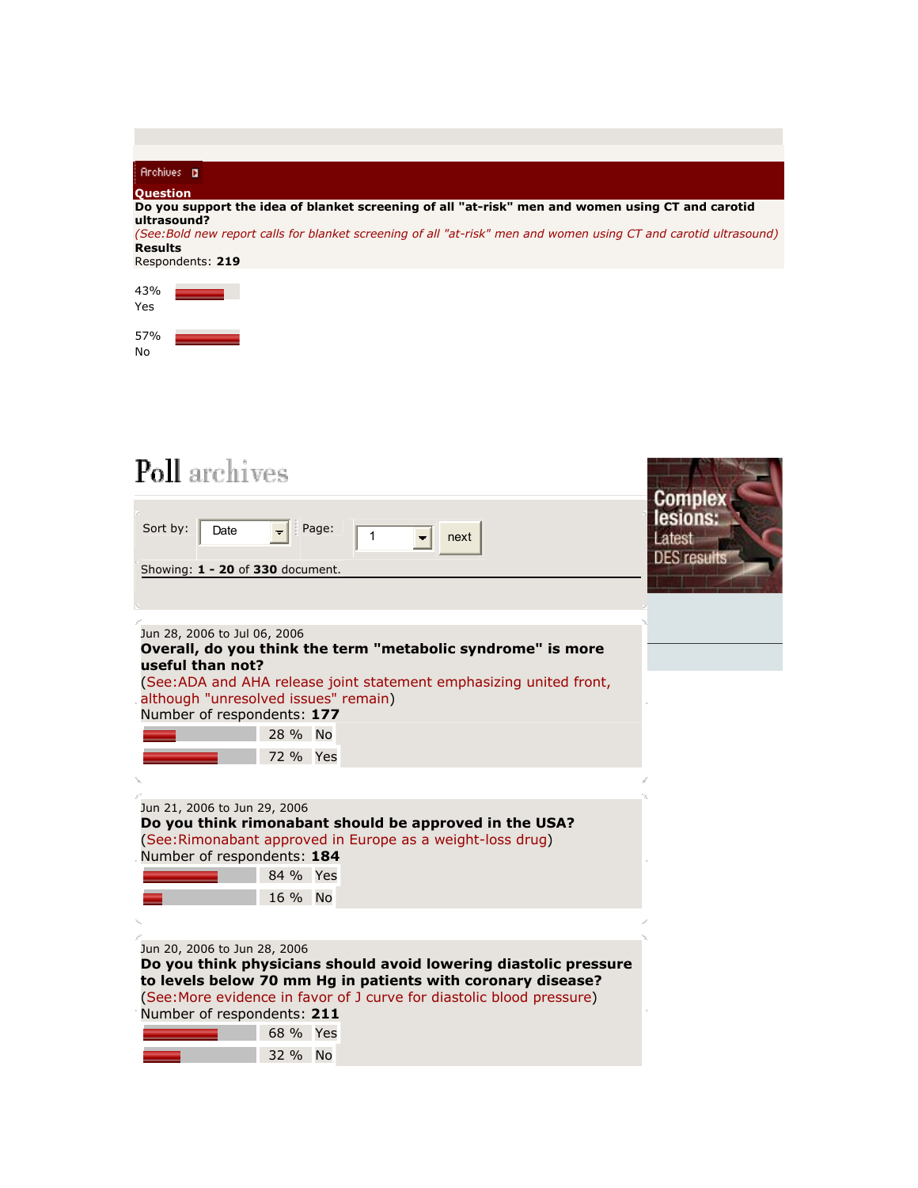Archives

**Question**

**Do you support the idea of blanket screening of all "at-risk" men and women using CT and carotid ultrasound?**

*(See:Bold new report calls for blanket screening of all "at-risk" men and women using CT and carotid ultrasound)*

**Results**

Respondents: **219**

43% Yes

57% No

# Poll archives

Sort by: Date Page: 1 next

Showing: **1 - 20** of **330** document.

Jun 28, 2006 to Jul 06, 2006

**Overall, do you think the term "metabolic syndrome" is more useful than not?**

(See:ADA and AHA release joint statement emphasizing united front, although "unresolved issues" remain)

Number of respondents: **177**

| | |
|---|---|
| 28 % | No |
| 72 % | Yes |

Jun 21, 2006 to Jun 29, 2006

**Do you think rimonabant should be approved in the USA?**

(See:Rimonabant approved in Europe as a weight-loss drug)

Number of respondents: **184**

| | |
|---|---|
| 84 % | Yes |
| 16 % | No |

Jun 20, 2006 to Jun 28, 2006

**Do you think physicians should avoid lowering diastolic pressure to levels below 70 mm Hg in patients with coronary disease?**

(See:More evidence in favor of J curve for diastolic blood pressure)

Number of respondents: **211**

| | |
|---|---|
| 68 % | Yes |
| 32 % | No |

Complex lesions: Latest DES results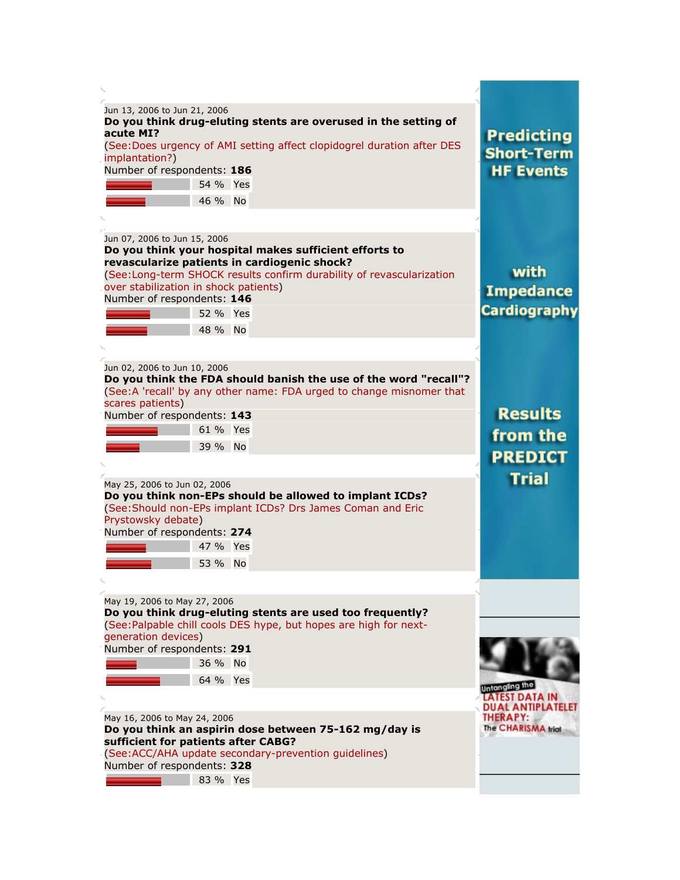Jun 13, 2006 to Jun 21, 2006

**Do you think drug-eluting stents are overused in the setting of acute MI?**

(See:Does urgency of AMI setting affect clopidogrel duration after DES implantation?)

Number of respondents: **186**

| | |
|---|---|
| 54 % | Yes |
| 46 % | No |

Jun 07, 2006 to Jun 15, 2006

**Do you think your hospital makes sufficient efforts to revascularize patients in cardiogenic shock?**

(See:Long-term SHOCK results confirm durability of revascularization over stabilization in shock patients)

Number of respondents: **146**

| | |
|---|---|
| 52 % | Yes |
| 48 % | No |

Jun 02, 2006 to Jun 10, 2006

**Do you think the FDA should banish the use of the word "recall"?**

(See:A 'recall' by any other name: FDA urged to change misnomer that scares patients)

Number of respondents: **143**

| | |
|---|---|
| 61 % | Yes |
| 39 % | No |

May 25, 2006 to Jun 02, 2006

**Do you think non-EPs should be allowed to implant ICDs?**

(See:Should non-EPs implant ICDs? Drs James Coman and Eric Prystowsky debate)

Number of respondents: **274**

| | |
|---|---|
| 47 % | Yes |
| 53 % | No |

May 19, 2006 to May 27, 2006

**Do you think drug-eluting stents are used too frequently?**

(See:Palpable chill cools DES hype, but hopes are high for next-generation devices)

Number of respondents: **291**

| | |
|---|---|
| 36 % | No |
| 64 % | Yes |

May 16, 2006 to May 24, 2006

**Do you think an aspirin dose between 75-162 mg/day is sufficient for patients after CABG?**

(See:ACC/AHA update secondary-prevention guidelines)

Number of respondents: **328**

| | |
|---|---|
| 83 % | Yes |

Predicting Short-Term HF Events with Impedance Cardiography

Results from the PREDICT Trial

Untangling the LATEST DATA IN DUAL ANTIPLATELET THERAPY: The CHARISMA trial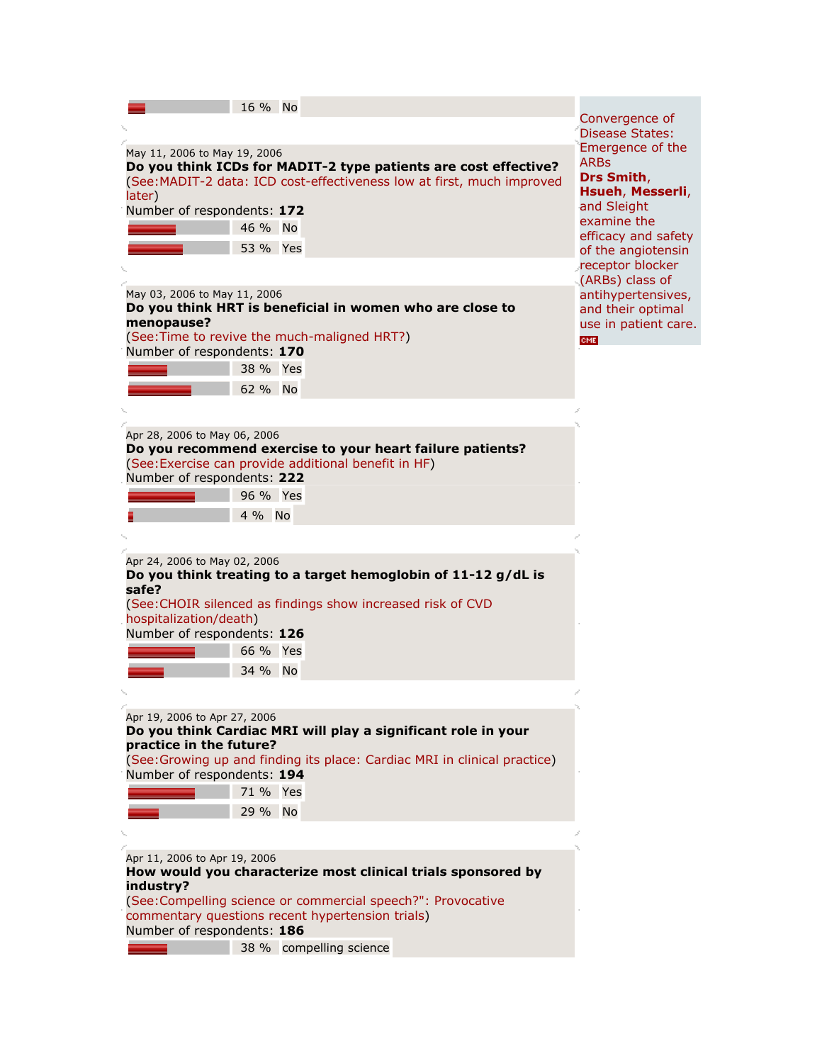16 % No

May 11, 2006 to May 19, 2006

**Do you think ICDs for MADIT-2 type patients are cost effective?**

(See:MADIT-2 data: ICD cost-effectiveness low at first, much improved later)

Number of respondents: **172**

46 % No

53 % Yes

May 03, 2006 to May 11, 2006

**Do you think HRT is beneficial in women who are close to menopause?**

(See:Time to revive the much-maligned HRT?)

Number of respondents: **170**

38 % Yes

62 % No

Apr 28, 2006 to May 06, 2006

**Do you recommend exercise to your heart failure patients?**

(See:Exercise can provide additional benefit in HF)

Number of respondents: **222**

96 % Yes

4 % No

Apr 24, 2006 to May 02, 2006

**Do you think treating to a target hemoglobin of 11-12 g/dL is safe?**

(See:CHOIR silenced as findings show increased risk of CVD hospitalization/death)

Number of respondents: **126**

66 % Yes

34 % No

Apr 19, 2006 to Apr 27, 2006

**Do you think Cardiac MRI will play a significant role in your practice in the future?**

(See:Growing up and finding its place: Cardiac MRI in clinical practice)

Number of respondents: **194**

71 % Yes

29 % No

Apr 11, 2006 to Apr 19, 2006

**How would you characterize most clinical trials sponsored by industry?**

(See:Compelling science or commercial speech?": Provocative commentary questions recent hypertension trials)

Number of respondents: **186**

38 % compelling science

Convergence of Disease States: Emergence of the ARBs

**Drs Smith**, **Hsueh**, **Messerli**, and Sleight examine the efficacy and safety of the angiotensin receptor blocker (ARBs) class of antihypertensives, and their optimal use in patient care.

CME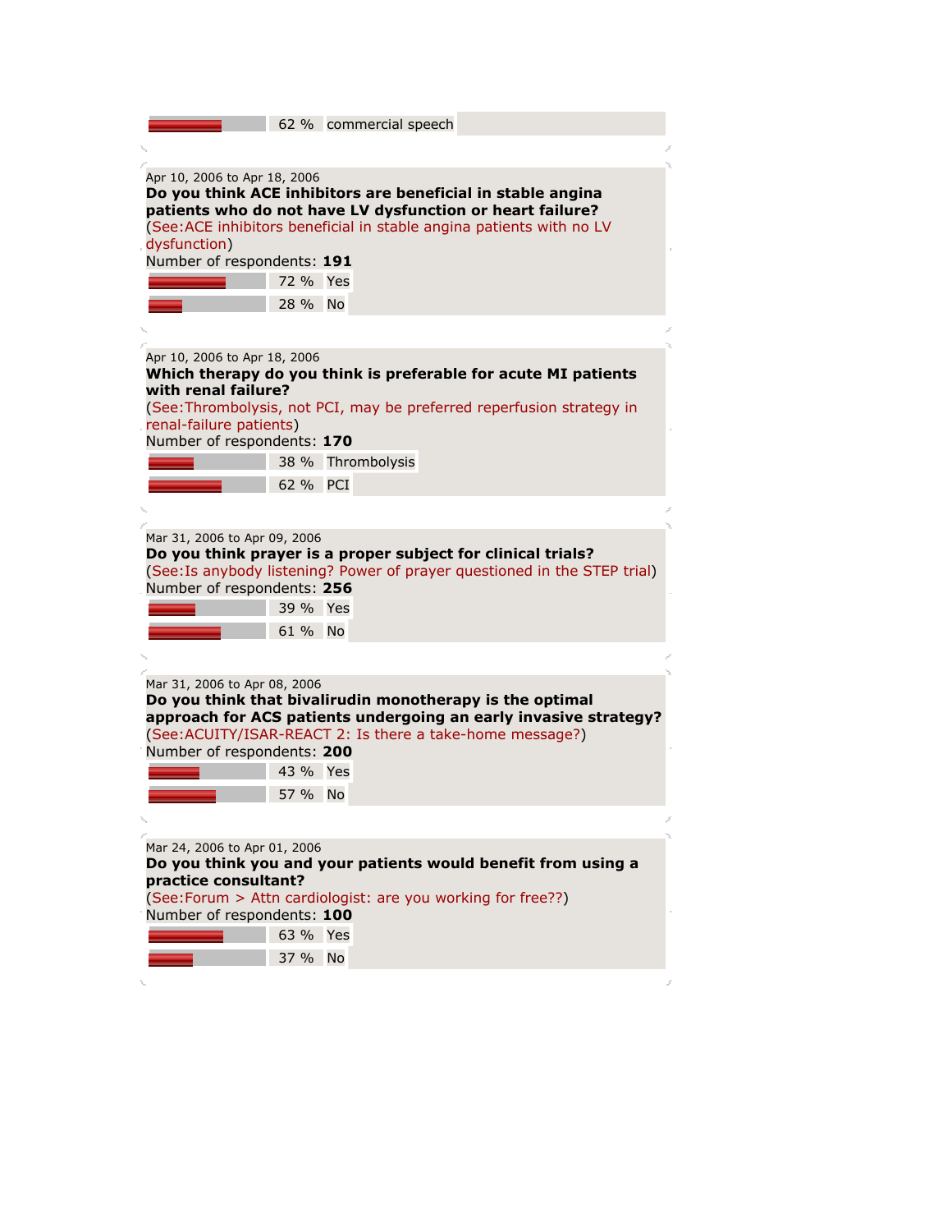62 % commercial speech

Apr 10, 2006 to Apr 18, 2006

**Do you think ACE inhibitors are beneficial in stable angina patients who do not have LV dysfunction or heart failure?**

(See:ACE inhibitors beneficial in stable angina patients with no LV dysfunction)

Number of respondents: **191**

72 % Yes

28 % No

Apr 10, 2006 to Apr 18, 2006

**Which therapy do you think is preferable for acute MI patients with renal failure?**

(See:Thrombolysis, not PCI, may be preferred reperfusion strategy in renal-failure patients)

Number of respondents: **170**

38 % Thrombolysis

62 % PCI

Mar 31, 2006 to Apr 09, 2006

**Do you think prayer is a proper subject for clinical trials?**

(See:Is anybody listening? Power of prayer questioned in the STEP trial)

Number of respondents: **256**

39 % Yes

61 % No

Mar 31, 2006 to Apr 08, 2006

**Do you think that bivalirudin monotherapy is the optimal approach for ACS patients undergoing an early invasive strategy?**

(See:ACUITY/ISAR-REACT 2: Is there a take-home message?)

Number of respondents: **200**

43 % Yes

57 % No

Mar 24, 2006 to Apr 01, 2006

**Do you think you and your patients would benefit from using a practice consultant?**

(See:Forum > Attn cardiologist: are you working for free??)

Number of respondents: **100**

63 % Yes

37 % No